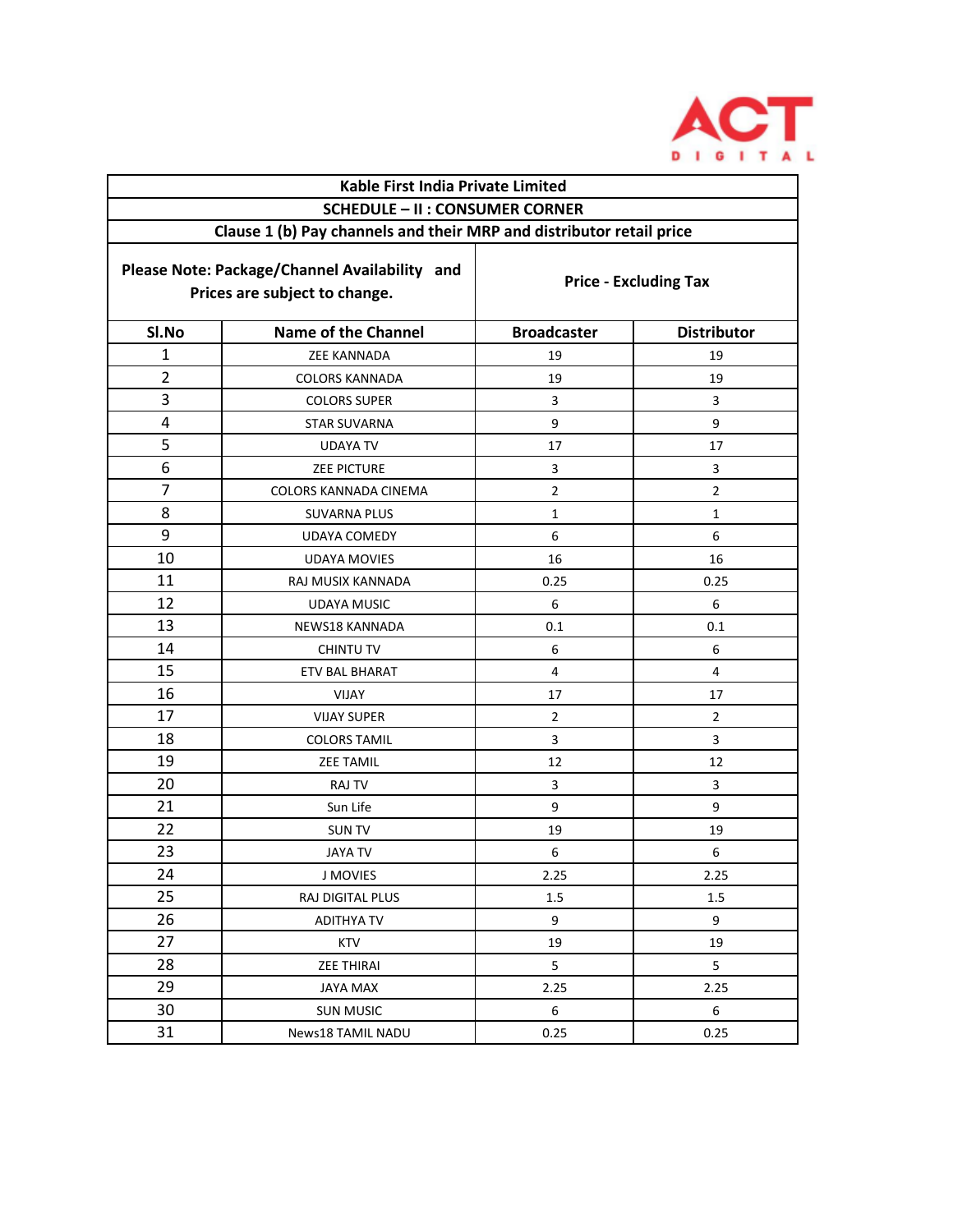| Kable First India Private Limited | | | |
|---|---|---|---|
| SCHEDULE – II : CONSUMER CORNER | | | |
| Clause 1 (b) Pay channels and their MRP and distributor retail price | | | |
| Please Note: Package/Channel Availability and Prices are subject to change. | | Price - Excluding Tax | |
| Sl.No | Name of the Channel | Broadcaster | Distributor |
| 1 | ZEE KANNADA | 19 | 19 |
| 2 | COLORS KANNADA | 19 | 19 |
| 3 | COLORS SUPER | 3 | 3 |
| 4 | STAR SUVARNA | 9 | 9 |
| 5 | UDAYA TV | 17 | 17 |
| 6 | ZEE PICTURE | 3 | 3 |
| 7 | COLORS KANNADA CINEMA | 2 | 2 |
| 8 | SUVARNA PLUS | 1 | 1 |
| 9 | UDAYA COMEDY | 6 | 6 |
| 10 | UDAYA MOVIES | 16 | 16 |
| 11 | RAJ MUSIX KANNADA | 0.25 | 0.25 |
| 12 | UDAYA MUSIC | 6 | 6 |
| 13 | NEWS18 KANNADA | 0.1 | 0.1 |
| 14 | CHINTU TV | 6 | 6 |
| 15 | ETV BAL BHARAT | 4 | 4 |
| 16 | VIJAY | 17 | 17 |
| 17 | VIJAY SUPER | 2 | 2 |
| 18 | COLORS TAMIL | 3 | 3 |
| 19 | ZEE TAMIL | 12 | 12 |
| 20 | RAJ TV | 3 | 3 |
| 21 | Sun Life | 9 | 9 |
| 22 | SUN TV | 19 | 19 |
| 23 | JAYA TV | 6 | 6 |
| 24 | J MOVIES | 2.25 | 2.25 |
| 25 | RAJ DIGITAL PLUS | 1.5 | 1.5 |
| 26 | ADITHYA TV | 9 | 9 |
| 27 | KTV | 19 | 19 |
| 28 | ZEE THIRAI | 5 | 5 |
| 29 | JAYA MAX | 2.25 | 2.25 |
| 30 | SUN MUSIC | 6 | 6 |
| 31 | News18 TAMIL NADU | 0.25 | 0.25 |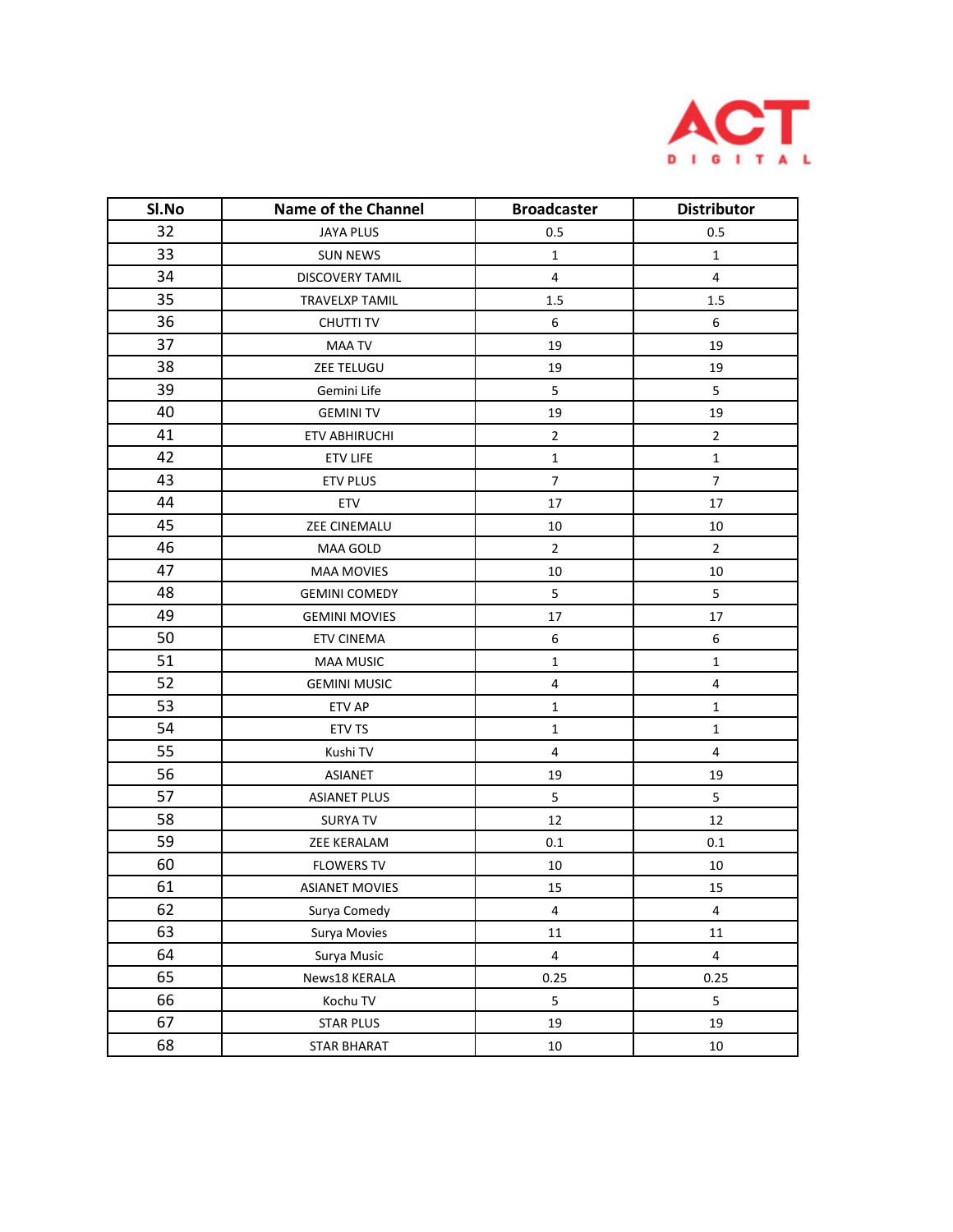| Sl.No | Name of the Channel | Broadcaster | Distributor |
|---|---|---|---|
| 32 | JAYA PLUS | 0.5 | 0.5 |
| 33 | SUN NEWS | 1 | 1 |
| 34 | DISCOVERY TAMIL | 4 | 4 |
| 35 | TRAVELXP TAMIL | 1.5 | 1.5 |
| 36 | CHUTTI TV | 6 | 6 |
| 37 | MAA TV | 19 | 19 |
| 38 | ZEE TELUGU | 19 | 19 |
| 39 | Gemini Life | 5 | 5 |
| 40 | GEMINI TV | 19 | 19 |
| 41 | ETV ABHIRUCHI | 2 | 2 |
| 42 | ETV LIFE | 1 | 1 |
| 43 | ETV PLUS | 7 | 7 |
| 44 | ETV | 17 | 17 |
| 45 | ZEE CINEMALU | 10 | 10 |
| 46 | MAA GOLD | 2 | 2 |
| 47 | MAA MOVIES | 10 | 10 |
| 48 | GEMINI COMEDY | 5 | 5 |
| 49 | GEMINI MOVIES | 17 | 17 |
| 50 | ETV CINEMA | 6 | 6 |
| 51 | MAA MUSIC | 1 | 1 |
| 52 | GEMINI MUSIC | 4 | 4 |
| 53 | ETV AP | 1 | 1 |
| 54 | ETV TS | 1 | 1 |
| 55 | Kushi TV | 4 | 4 |
| 56 | ASIANET | 19 | 19 |
| 57 | ASIANET PLUS | 5 | 5 |
| 58 | SURYA TV | 12 | 12 |
| 59 | ZEE KERALAM | 0.1 | 0.1 |
| 60 | FLOWERS TV | 10 | 10 |
| 61 | ASIANET MOVIES | 15 | 15 |
| 62 | Surya Comedy | 4 | 4 |
| 63 | Surya Movies | 11 | 11 |
| 64 | Surya Music | 4 | 4 |
| 65 | News18 KERALA | 0.25 | 0.25 |
| 66 | Kochu TV | 5 | 5 |
| 67 | STAR PLUS | 19 | 19 |
| 68 | STAR BHARAT | 10 | 10 |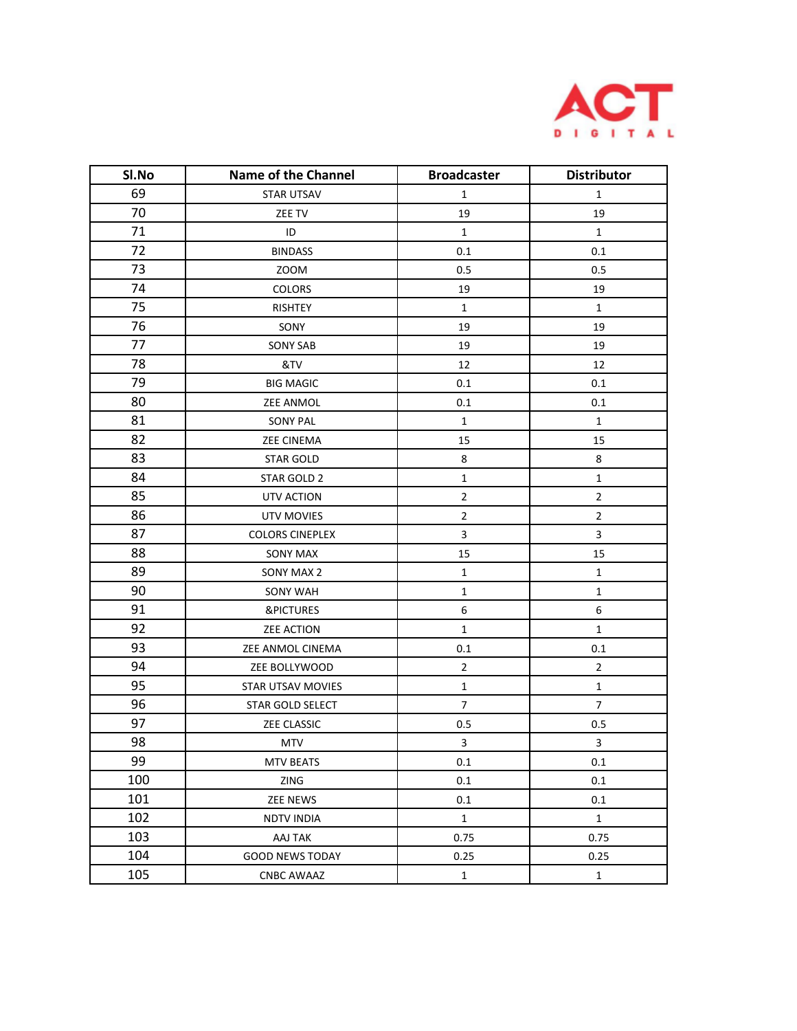| Sl.No | Name of the Channel | Broadcaster | Distributor |
|---|---|---|---|
| 69 | STAR UTSAV | 1 | 1 |
| 70 | ZEE TV | 19 | 19 |
| 71 | ID | 1 | 1 |
| 72 | BINDASS | 0.1 | 0.1 |
| 73 | ZOOM | 0.5 | 0.5 |
| 74 | COLORS | 19 | 19 |
| 75 | RISHTEY | 1 | 1 |
| 76 | SONY | 19 | 19 |
| 77 | SONY SAB | 19 | 19 |
| 78 | &TV | 12 | 12 |
| 79 | BIG MAGIC | 0.1 | 0.1 |
| 80 | ZEE ANMOL | 0.1 | 0.1 |
| 81 | SONY PAL | 1 | 1 |
| 82 | ZEE CINEMA | 15 | 15 |
| 83 | STAR GOLD | 8 | 8 |
| 84 | STAR GOLD 2 | 1 | 1 |
| 85 | UTV ACTION | 2 | 2 |
| 86 | UTV MOVIES | 2 | 2 |
| 87 | COLORS CINEPLEX | 3 | 3 |
| 88 | SONY MAX | 15 | 15 |
| 89 | SONY MAX 2 | 1 | 1 |
| 90 | SONY WAH | 1 | 1 |
| 91 | &PICTURES | 6 | 6 |
| 92 | ZEE ACTION | 1 | 1 |
| 93 | ZEE ANMOL CINEMA | 0.1 | 0.1 |
| 94 | ZEE BOLLYWOOD | 2 | 2 |
| 95 | STAR UTSAV MOVIES | 1 | 1 |
| 96 | STAR GOLD SELECT | 7 | 7 |
| 97 | ZEE CLASSIC | 0.5 | 0.5 |
| 98 | MTV | 3 | 3 |
| 99 | MTV BEATS | 0.1 | 0.1 |
| 100 | ZING | 0.1 | 0.1 |
| 101 | ZEE NEWS | 0.1 | 0.1 |
| 102 | NDTV INDIA | 1 | 1 |
| 103 | AAJ TAK | 0.75 | 0.75 |
| 104 | GOOD NEWS TODAY | 0.25 | 0.25 |
| 105 | CNBC AWAAZ | 1 | 1 |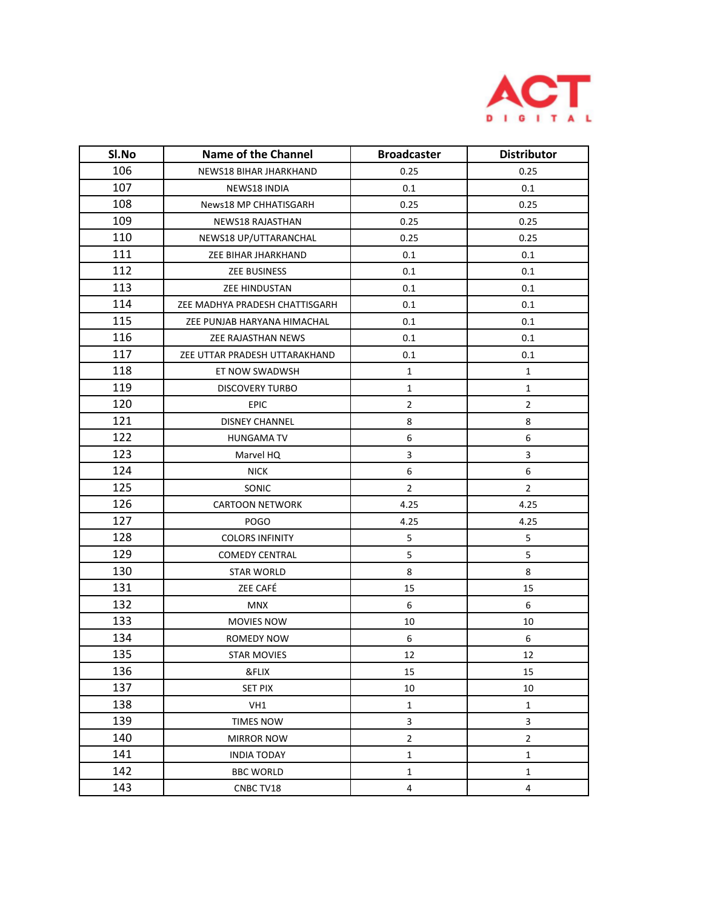| Sl.No | Name of the Channel | Broadcaster | Distributor |
|---|---|---|---|
| 106 | NEWS18 BIHAR JHARKHAND | 0.25 | 0.25 |
| 107 | NEWS18 INDIA | 0.1 | 0.1 |
| 108 | News18 MP CHHATISGARH | 0.25 | 0.25 |
| 109 | NEWS18 RAJASTHAN | 0.25 | 0.25 |
| 110 | NEWS18 UP/UTTARANCHAL | 0.25 | 0.25 |
| 111 | ZEE BIHAR JHARKHAND | 0.1 | 0.1 |
| 112 | ZEE BUSINESS | 0.1 | 0.1 |
| 113 | ZEE HINDUSTAN | 0.1 | 0.1 |
| 114 | ZEE MADHYA PRADESH CHATTISGARH | 0.1 | 0.1 |
| 115 | ZEE PUNJAB HARYANA HIMACHAL | 0.1 | 0.1 |
| 116 | ZEE RAJASTHAN NEWS | 0.1 | 0.1 |
| 117 | ZEE UTTAR PRADESH UTTARAKHAND | 0.1 | 0.1 |
| 118 | ET NOW SWADWSH | 1 | 1 |
| 119 | DISCOVERY TURBO | 1 | 1 |
| 120 | EPIC | 2 | 2 |
| 121 | DISNEY CHANNEL | 8 | 8 |
| 122 | HUNGAMA TV | 6 | 6 |
| 123 | Marvel HQ | 3 | 3 |
| 124 | NICK | 6 | 6 |
| 125 | SONIC | 2 | 2 |
| 126 | CARTOON NETWORK | 4.25 | 4.25 |
| 127 | POGO | 4.25 | 4.25 |
| 128 | COLORS INFINITY | 5 | 5 |
| 129 | COMEDY CENTRAL | 5 | 5 |
| 130 | STAR WORLD | 8 | 8 |
| 131 | ZEE CAFÉ | 15 | 15 |
| 132 | MNX | 6 | 6 |
| 133 | MOVIES NOW | 10 | 10 |
| 134 | ROMEDY NOW | 6 | 6 |
| 135 | STAR MOVIES | 12 | 12 |
| 136 | &FLIX | 15 | 15 |
| 137 | SET PIX | 10 | 10 |
| 138 | VH1 | 1 | 1 |
| 139 | TIMES NOW | 3 | 3 |
| 140 | MIRROR NOW | 2 | 2 |
| 141 | INDIA TODAY | 1 | 1 |
| 142 | BBC WORLD | 1 | 1 |
| 143 | CNBC TV18 | 4 | 4 |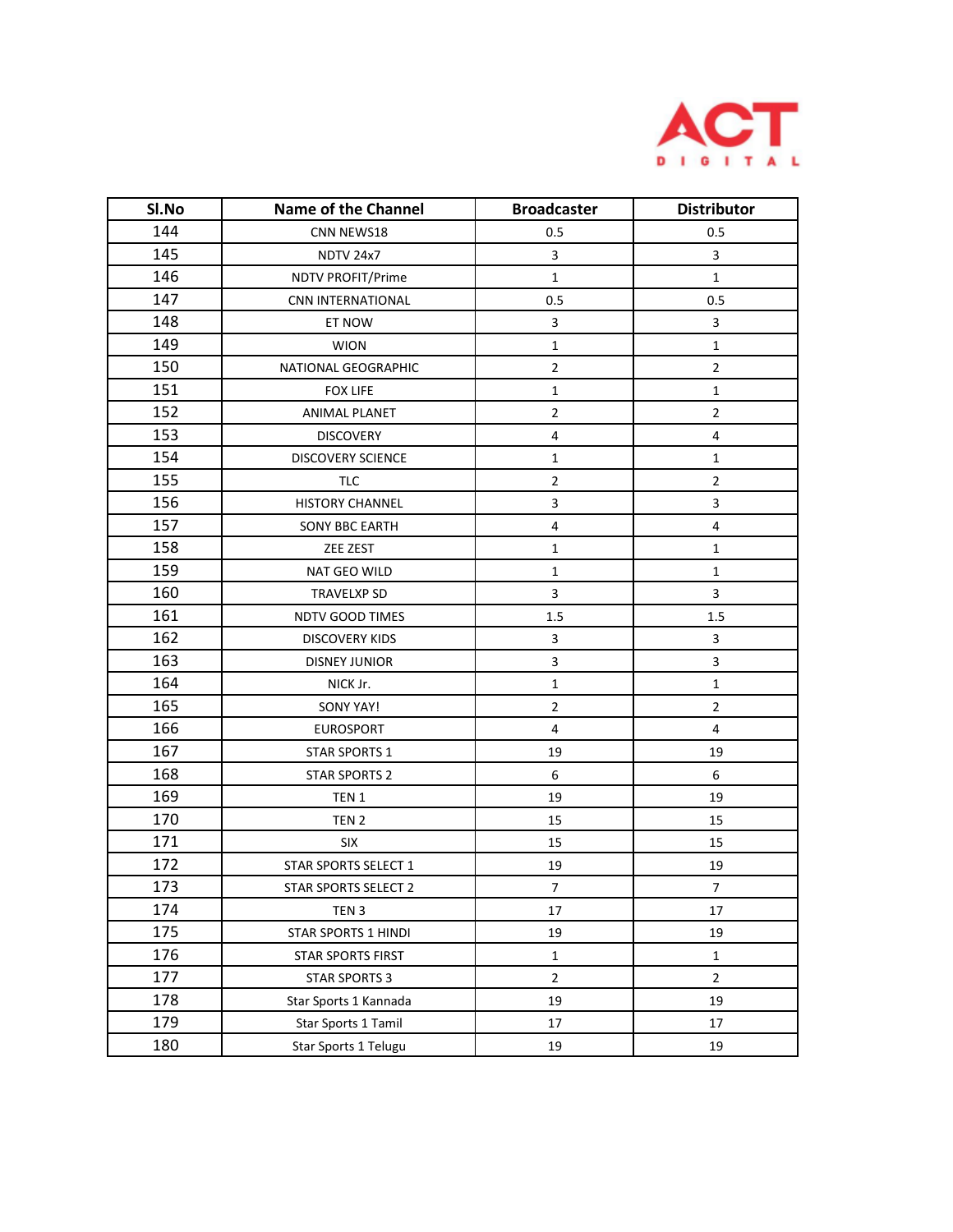| Sl.No | Name of the Channel | Broadcaster | Distributor |
| --- | --- | --- | --- |
| 144 | CNN NEWS18 | 0.5 | 0.5 |
| 145 | NDTV 24x7 | 3 | 3 |
| 146 | NDTV PROFIT/Prime | 1 | 1 |
| 147 | CNN INTERNATIONAL | 0.5 | 0.5 |
| 148 | ET NOW | 3 | 3 |
| 149 | WION | 1 | 1 |
| 150 | NATIONAL GEOGRAPHIC | 2 | 2 |
| 151 | FOX LIFE | 1 | 1 |
| 152 | ANIMAL PLANET | 2 | 2 |
| 153 | DISCOVERY | 4 | 4 |
| 154 | DISCOVERY SCIENCE | 1 | 1 |
| 155 | TLC | 2 | 2 |
| 156 | HISTORY CHANNEL | 3 | 3 |
| 157 | SONY BBC EARTH | 4 | 4 |
| 158 | ZEE ZEST | 1 | 1 |
| 159 | NAT GEO WILD | 1 | 1 |
| 160 | TRAVELXP SD | 3 | 3 |
| 161 | NDTV GOOD TIMES | 1.5 | 1.5 |
| 162 | DISCOVERY KIDS | 3 | 3 |
| 163 | DISNEY JUNIOR | 3 | 3 |
| 164 | NICK Jr. | 1 | 1 |
| 165 | SONY YAY! | 2 | 2 |
| 166 | EUROSPORT | 4 | 4 |
| 167 | STAR SPORTS 1 | 19 | 19 |
| 168 | STAR SPORTS 2 | 6 | 6 |
| 169 | TEN 1 | 19 | 19 |
| 170 | TEN 2 | 15 | 15 |
| 171 | SIX | 15 | 15 |
| 172 | STAR SPORTS SELECT 1 | 19 | 19 |
| 173 | STAR SPORTS SELECT 2 | 7 | 7 |
| 174 | TEN 3 | 17 | 17 |
| 175 | STAR SPORTS 1 HINDI | 19 | 19 |
| 176 | STAR SPORTS FIRST | 1 | 1 |
| 177 | STAR SPORTS 3 | 2 | 2 |
| 178 | Star Sports 1 Kannada | 19 | 19 |
| 179 | Star Sports 1 Tamil | 17 | 17 |
| 180 | Star Sports 1 Telugu | 19 | 19 |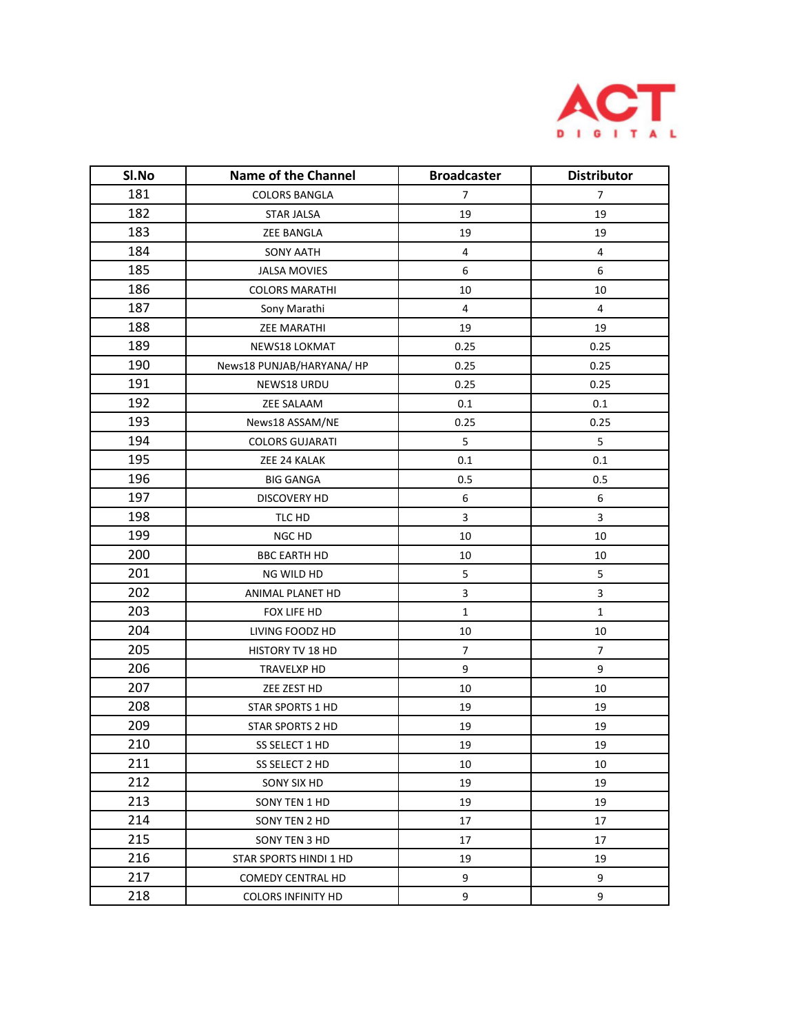| Sl.No | Name of the Channel | Broadcaster | Distributor |
|---|---|---|---|
| 181 | COLORS BANGLA | 7 | 7 |
| 182 | STAR JALSA | 19 | 19 |
| 183 | ZEE BANGLA | 19 | 19 |
| 184 | SONY AATH | 4 | 4 |
| 185 | JALSA MOVIES | 6 | 6 |
| 186 | COLORS MARATHI | 10 | 10 |
| 187 | Sony Marathi | 4 | 4 |
| 188 | ZEE MARATHI | 19 | 19 |
| 189 | NEWS18 LOKMAT | 0.25 | 0.25 |
| 190 | News18 PUNJAB/HARYANA/ HP | 0.25 | 0.25 |
| 191 | NEWS18 URDU | 0.25 | 0.25 |
| 192 | ZEE SALAAM | 0.1 | 0.1 |
| 193 | News18 ASSAM/NE | 0.25 | 0.25 |
| 194 | COLORS GUJARATI | 5 | 5 |
| 195 | ZEE 24 KALAK | 0.1 | 0.1 |
| 196 | BIG GANGA | 0.5 | 0.5 |
| 197 | DISCOVERY HD | 6 | 6 |
| 198 | TLC HD | 3 | 3 |
| 199 | NGC HD | 10 | 10 |
| 200 | BBC EARTH HD | 10 | 10 |
| 201 | NG WILD HD | 5 | 5 |
| 202 | ANIMAL PLANET HD | 3 | 3 |
| 203 | FOX LIFE HD | 1 | 1 |
| 204 | LIVING FOODZ HD | 10 | 10 |
| 205 | HISTORY TV 18 HD | 7 | 7 |
| 206 | TRAVELXP HD | 9 | 9 |
| 207 | ZEE ZEST HD | 10 | 10 |
| 208 | STAR SPORTS 1 HD | 19 | 19 |
| 209 | STAR SPORTS 2 HD | 19 | 19 |
| 210 | SS SELECT 1 HD | 19 | 19 |
| 211 | SS SELECT 2 HD | 10 | 10 |
| 212 | SONY SIX HD | 19 | 19 |
| 213 | SONY TEN 1 HD | 19 | 19 |
| 214 | SONY TEN 2 HD | 17 | 17 |
| 215 | SONY TEN 3 HD | 17 | 17 |
| 216 | STAR SPORTS HINDI 1 HD | 19 | 19 |
| 217 | COMEDY CENTRAL HD | 9 | 9 |
| 218 | COLORS INFINITY HD | 9 | 9 |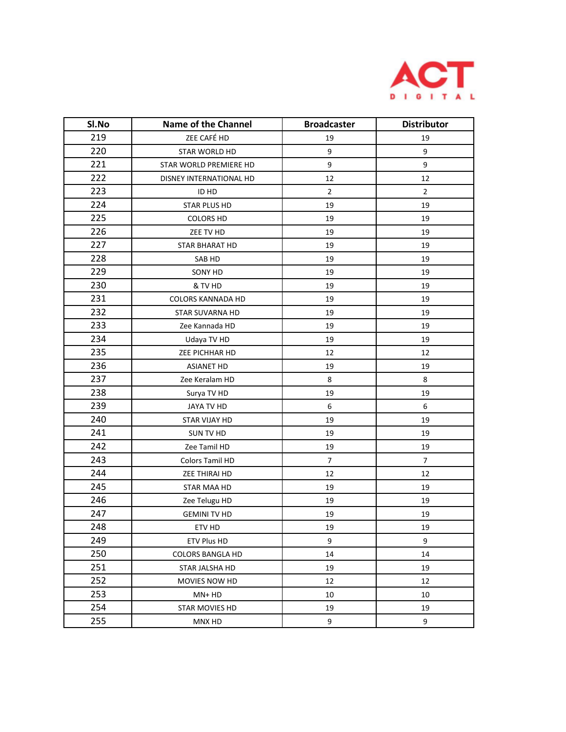| Sl.No | Name of the Channel | Broadcaster | Distributor |
|---|---|---|---|
| 219 | ZEE CAFÉ HD | 19 | 19 |
| 220 | STAR WORLD HD | 9 | 9 |
| 221 | STAR WORLD PREMIERE HD | 9 | 9 |
| 222 | DISNEY INTERNATIONAL HD | 12 | 12 |
| 223 | ID HD | 2 | 2 |
| 224 | STAR PLUS HD | 19 | 19 |
| 225 | COLORS HD | 19 | 19 |
| 226 | ZEE TV HD | 19 | 19 |
| 227 | STAR BHARAT HD | 19 | 19 |
| 228 | SAB HD | 19 | 19 |
| 229 | SONY HD | 19 | 19 |
| 230 | & TV HD | 19 | 19 |
| 231 | COLORS KANNADA HD | 19 | 19 |
| 232 | STAR SUVARNA HD | 19 | 19 |
| 233 | Zee Kannada HD | 19 | 19 |
| 234 | Udaya TV HD | 19 | 19 |
| 235 | ZEE PICHHAR HD | 12 | 12 |
| 236 | ASIANET HD | 19 | 19 |
| 237 | Zee Keralam HD | 8 | 8 |
| 238 | Surya TV HD | 19 | 19 |
| 239 | JAYA TV HD | 6 | 6 |
| 240 | STAR VIJAY HD | 19 | 19 |
| 241 | SUN TV HD | 19 | 19 |
| 242 | Zee Tamil HD | 19 | 19 |
| 243 | Colors Tamil HD | 7 | 7 |
| 244 | ZEE THIRAI HD | 12 | 12 |
| 245 | STAR MAA HD | 19 | 19 |
| 246 | Zee Telugu HD | 19 | 19 |
| 247 | GEMINI TV HD | 19 | 19 |
| 248 | ETV HD | 19 | 19 |
| 249 | ETV Plus HD | 9 | 9 |
| 250 | COLORS BANGLA HD | 14 | 14 |
| 251 | STAR JALSHA HD | 19 | 19 |
| 252 | MOVIES NOW HD | 12 | 12 |
| 253 | MN+ HD | 10 | 10 |
| 254 | STAR MOVIES HD | 19 | 19 |
| 255 | MNX HD | 9 | 9 |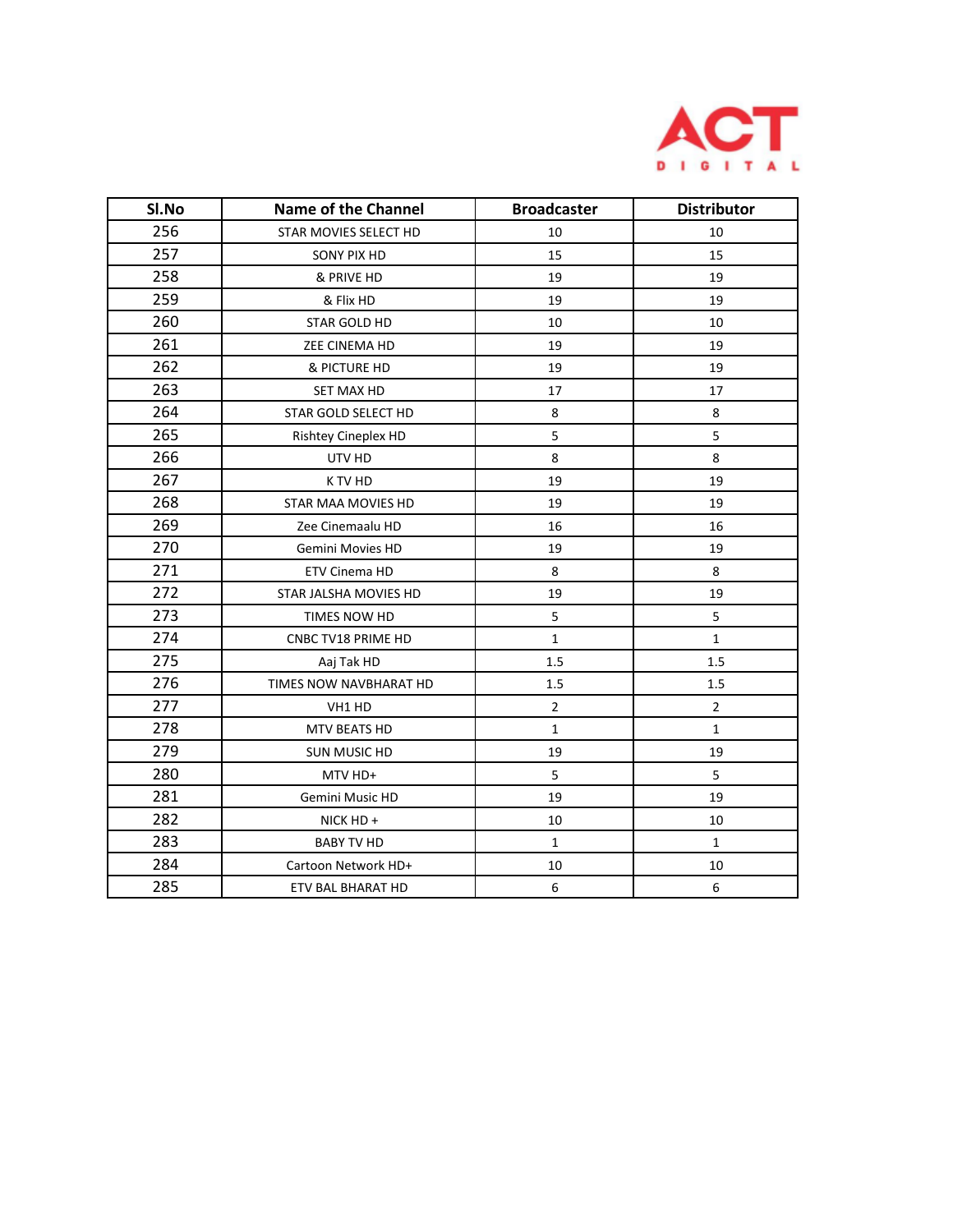| Sl.No | Name of the Channel | Broadcaster | Distributor |
|---|---|---|---|
| 256 | STAR MOVIES SELECT HD | 10 | 10 |
| 257 | SONY PIX HD | 15 | 15 |
| 258 | & PRIVE HD | 19 | 19 |
| 259 | & Flix HD | 19 | 19 |
| 260 | STAR GOLD HD | 10 | 10 |
| 261 | ZEE CINEMA HD | 19 | 19 |
| 262 | & PICTURE HD | 19 | 19 |
| 263 | SET MAX HD | 17 | 17 |
| 264 | STAR GOLD SELECT HD | 8 | 8 |
| 265 | Rishtey Cineplex HD | 5 | 5 |
| 266 | UTV HD | 8 | 8 |
| 267 | K TV HD | 19 | 19 |
| 268 | STAR MAA MOVIES HD | 19 | 19 |
| 269 | Zee Cinemaalu HD | 16 | 16 |
| 270 | Gemini Movies HD | 19 | 19 |
| 271 | ETV Cinema HD | 8 | 8 |
| 272 | STAR JALSHA MOVIES HD | 19 | 19 |
| 273 | TIMES NOW HD | 5 | 5 |
| 274 | CNBC TV18 PRIME HD | 1 | 1 |
| 275 | Aaj Tak HD | 1.5 | 1.5 |
| 276 | TIMES NOW NAVBHARAT HD | 1.5 | 1.5 |
| 277 | VH1 HD | 2 | 2 |
| 278 | MTV BEATS HD | 1 | 1 |
| 279 | SUN MUSIC HD | 19 | 19 |
| 280 | MTV HD+ | 5 | 5 |
| 281 | Gemini Music HD | 19 | 19 |
| 282 | NICK HD + | 10 | 10 |
| 283 | BABY TV HD | 1 | 1 |
| 284 | Cartoon Network HD+ | 10 | 10 |
| 285 | ETV BAL BHARAT HD | 6 | 6 |